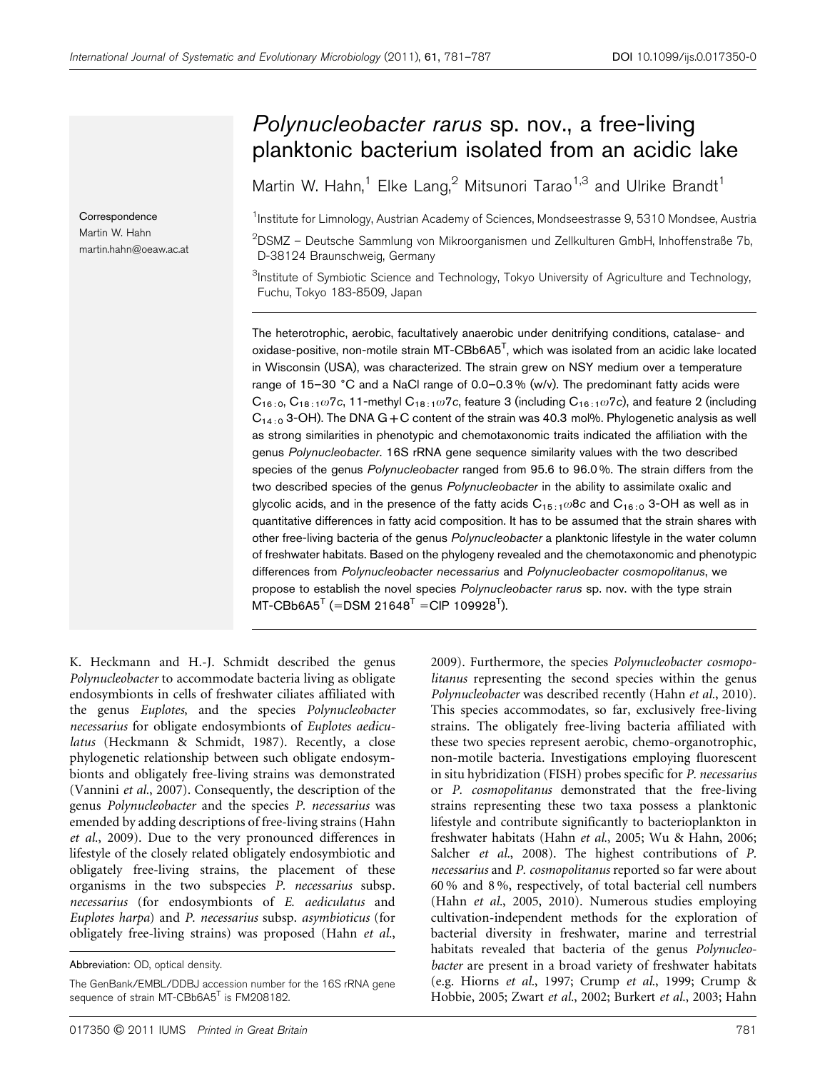# *Polynucleobacter rarus* sp. nov., a free-living planktonic bacterium isolated from an acidic lake

Martin W. Hahn,[1] Elke Lang,[2] Mitsunori Tarao[1,3] and Ulrike Brandt[1]

[1]Institute for Limnology, Austrian Academy of Sciences, Mondseestrasse 9, 5310 Mondsee, Austria

[2]DSMZ – Deutsche Sammlung von Mikroorganismen und Zellkulturen GmbH, Inhoffenstraße 7b, D-38124 Braunschweig, Germany

[3]Institute of Symbiotic Science and Technology, Tokyo University of Agriculture and Technology, Fuchu, Tokyo 183-8509, Japan

Correspondence
Martin W. Hahn
martin.hahn@oeaw.ac.at

The heterotrophic, aerobic, facultatively anaerobic under denitrifying conditions, catalase- and oxidase-positive, non-motile strain MT-CBb6A5$^T$, which was isolated from an acidic lake located in Wisconsin (USA), was characterized. The strain grew on NSY medium over a temperature range of 15–30 °C and a NaCl range of 0.0–0.3 % (w/v). The predominant fatty acids were $C_{16:0}$, $C_{18:1}\omega7c$, 11-methyl $C_{18:1}\omega7c$, feature 3 (including $C_{16:1}\omega7c$), and feature 2 (including $C_{14:0}$ 3-OH). The DNA G+C content of the strain was 40.3 mol%. Phylogenetic analysis as well as strong similarities in phenotypic and chemotaxonomic traits indicated the affiliation with the genus *Polynucleobacter*. 16S rRNA gene sequence similarity values with the two described species of the genus *Polynucleobacter* ranged from 95.6 to 96.0 %. The strain differs from the two described species of the genus *Polynucleobacter* in the ability to assimilate oxalic and glycolic acids, and in the presence of the fatty acids $C_{15:1}\omega8c$ and $C_{16:0}$ 3-OH as well as in quantitative differences in fatty acid composition. It has to be assumed that the strain shares with other free-living bacteria of the genus *Polynucleobacter* a planktonic lifestyle in the water column of freshwater habitats. Based on the phylogeny revealed and the chemotaxonomic and phenotypic differences from *Polynucleobacter necessarius* and *Polynucleobacter cosmopolitanus*, we propose to establish the novel species *Polynucleobacter rarus* sp. nov. with the type strain MT-CBb6A5$^T$ (=DSM 21648$^T$ =CIP 109928$^T$).

K. Heckmann and H.-J. Schmidt described the genus *Polynucleobacter* to accommodate bacteria living as obligate endosymbionts in cells of freshwater ciliates affiliated with the genus *Euplotes*, and the species *Polynucleobacter necessarius* for obligate endosymbionts of *Euplotes aediculatus* (Heckmann & Schmidt, 1987). Recently, a close phylogenetic relationship between such obligate endosymbionts and obligately free-living strains was demonstrated (Vannini *et al.*, 2007). Consequently, the description of the genus *Polynucleobacter* and the species *P. necessarius* was emended by adding descriptions of free-living strains (Hahn *et al.*, 2009). Due to the very pronounced differences in lifestyle of the closely related obligately endosymbiotic and obligately free-living strains, the placement of these organisms in the two subspecies *P. necessarius* subsp. *necessarius* (for endosymbionts of *E. aediculatus* and *Euplotes harpa*) and *P. necessarius* subsp. *asymbioticus* (for obligately free-living strains) was proposed (Hahn *et al.*, 2009). Furthermore, the species *Polynucleobacter cosmopolitanus* representing the second species within the genus *Polynucleobacter* was described recently (Hahn *et al.*, 2010). This species accommodates, so far, exclusively free-living strains. The obligately free-living bacteria affiliated with these two species represent aerobic, chemo-organotrophic, non-motile bacteria. Investigations employing fluorescent in situ hybridization (FISH) probes specific for *P. necessarius* or *P. cosmopolitanus* demonstrated that the free-living strains representing these two taxa possess a planktonic lifestyle and contribute significantly to bacterioplankton in freshwater habitats (Hahn *et al.*, 2005; Wu & Hahn, 2006; Salcher *et al.*, 2008). The highest contributions of *P. necessarius* and *P. cosmopolitanus* reported so far were about 60 % and 8 %, respectively, of total bacterial cell numbers (Hahn *et al.*, 2005, 2010). Numerous studies employing cultivation-independent methods for the exploration of bacterial diversity in freshwater, marine and terrestrial habitats revealed that bacteria of the genus *Polynucleobacter* are present in a broad variety of freshwater habitats (e.g. Hiorns *et al.*, 1997; Crump *et al.*, 1999; Crump & Hobbie, 2005; Zwart *et al.*, 2002; Burkert *et al.*, 2003; Hahn

Abbreviation: OD, optical density.

The GenBank/EMBL/DDBJ accession number for the 16S rRNA gene sequence of strain MT-CBb6A5$^T$ is FM208182.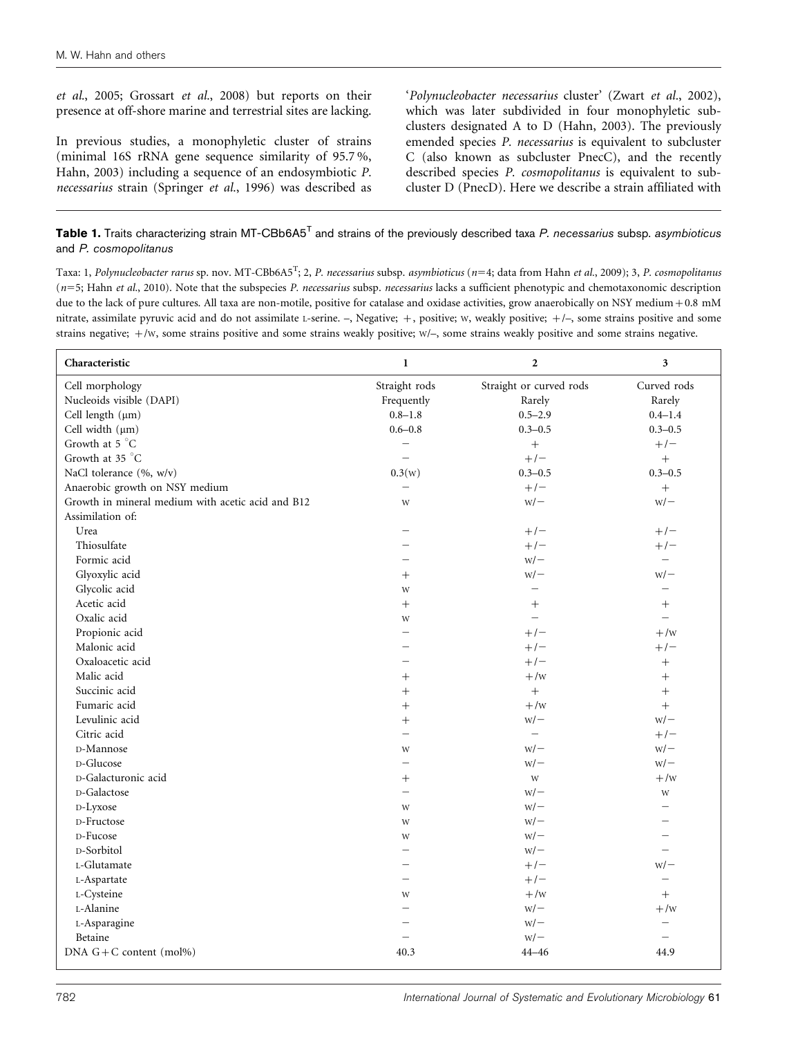*et al.*, 2005; Grossart *et al.*, 2008) but reports on their presence at off-shore marine and terrestrial sites are lacking.

In previous studies, a monophyletic cluster of strains (minimal 16S rRNA gene sequence similarity of 95.7 %, Hahn, 2003) including a sequence of an endosymbiotic *P. necessarius* strain (Springer *et al.*, 1996) was described as '*Polynucleobacter necessarius* cluster' (Zwart *et al.*, 2002), which was later subdivided in four monophyletic subclusters designated A to D (Hahn, 2003). The previously emended species *P. necessarius* is equivalent to subcluster C (also known as subcluster PnecC), and the recently described species *P. cosmopolitanus* is equivalent to subcluster D (PnecD). Here we describe a strain affiliated with

**Table 1.** Traits characterizing strain MT-CBb6A5$^T$ and strains of the previously described taxa *P. necessarius* subsp. *asymbioticus* and *P. cosmopolitanus*

Taxa: 1, *Polynucleobacter rarus* sp. nov. MT-CBb6A5$^T$; 2, *P. necessarius* subsp. *asymbioticus* (*n*=4; data from Hahn *et al.*, 2009); 3, *P. cosmopolitanus* (*n*=5; Hahn *et al.*, 2010). Note that the subspecies *P. necessarius* subsp. *necessarius* lacks a sufficient phenotypic and chemotaxonomic description due to the lack of pure cultures. All taxa are non-motile, positive for catalase and oxidase activities, grow anaerobically on NSY medium + 0.8 mM nitrate, assimilate pyruvic acid and do not assimilate L-serine. –, Negative; +, positive; W, weakly positive; +/–, some strains positive and some strains negative; +/W, some strains positive and some strains weakly positive; W/–, some strains weakly positive and some strains negative.

| Characteristic | 1 | 2 | 3 |
|---|---|---|---|
| Cell morphology | Straight rods | Straight or curved rods | Curved rods |
| Nucleoids visible (DAPI) | Frequently | Rarely | Rarely |
| Cell length (μm) | 0.8–1.8 | 0.5–2.9 | 0.4–1.4 |
| Cell width (μm) | 0.6–0.8 | 0.3–0.5 | 0.3–0.5 |
| Growth at 5 °C | – | + | +/– |
| Growth at 35 °C | – | +/– | + |
| NaCl tolerance (%, w/v) | 0.3(w) | 0.3–0.5 | 0.3–0.5 |
| Anaerobic growth on NSY medium | – | +/– | + |
| Growth in mineral medium with acetic acid and B12 | w | w/– | w/– |
| Assimilation of: | | | |
| Urea | – | +/– | +/– |
| Thiosulfate | – | +/– | +/– |
| Formic acid | – | w/– | – |
| Glyoxylic acid | + | w/– | w/– |
| Glycolic acid | w | – | – |
| Acetic acid | + | + | + |
| Oxalic acid | w | – | – |
| Propionic acid | – | +/– | +/w |
| Malonic acid | – | +/– | +/– |
| Oxaloacetic acid | – | +/– | + |
| Malic acid | + | +/w | + |
| Succinic acid | + | + | + |
| Fumaric acid | + | +/w | + |
| Levulinic acid | + | w/– | w/– |
| Citric acid | – | – | +/– |
| D-Mannose | w | w/– | w/– |
| D-Glucose | – | w/– | w/– |
| D-Galacturonic acid | + | w | +/w |
| D-Galactose | – | w/– | w |
| D-Lyxose | w | w/– | – |
| D-Fructose | w | w/– | – |
| D-Fucose | w | w/– | – |
| D-Sorbitol | – | w/– | – |
| L-Glutamate | – | +/– | w/– |
| L-Aspartate | – | +/– | – |
| L-Cysteine | w | +/w | + |
| L-Alanine | – | w/– | +/w |
| L-Asparagine | – | w/– | – |
| Betaine | – | w/– | – |
| DNA G+C content (mol%) | 40.3 | 44–46 | 44.9 |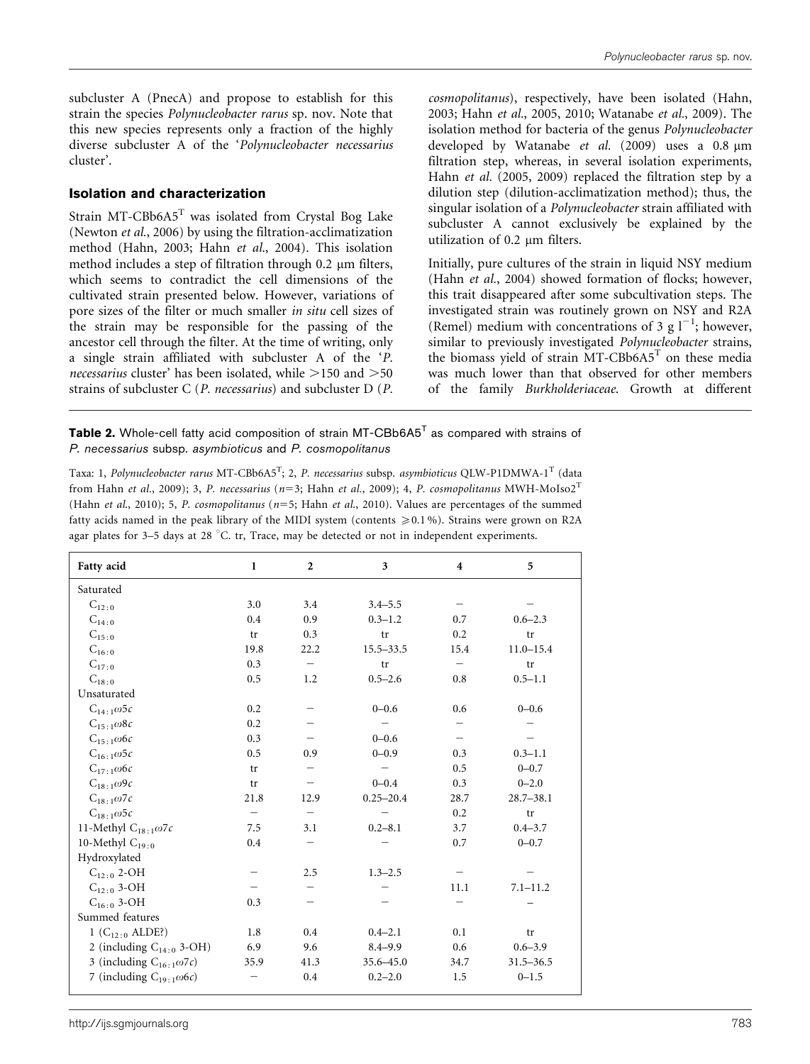subcluster A (PnecA) and propose to establish for this strain the species *Polynucleobacter rarus* sp. nov. Note that this new species represents only a fraction of the highly diverse subcluster A of the '*Polynucleobacter necessarius* cluster'.

## Isolation and characterization

Strain MT-CBb6A5$^T$ was isolated from Crystal Bog Lake (Newton *et al.*, 2006) by using the filtration-acclimatization method (Hahn, 2003; Hahn *et al.*, 2004). This isolation method includes a step of filtration through 0.2 μm filters, which seems to contradict the cell dimensions of the cultivated strain presented below. However, variations of pore sizes of the filter or much smaller *in situ* cell sizes of the strain may be responsible for the passing of the ancestor cell through the filter. At the time of writing, only a single strain affiliated with subcluster A of the '*P. necessarius* cluster' has been isolated, while >150 and >50 strains of subcluster C (*P. necessarius*) and subcluster D (*P. cosmopolitanus*), respectively, have been isolated (Hahn, 2003; Hahn *et al.*, 2005, 2010; Watanabe *et al.*, 2009). The isolation method for bacteria of the genus *Polynucleobacter* developed by Watanabe *et al.* (2009) uses a 0.8 μm filtration step, whereas, in several isolation experiments, Hahn *et al.* (2005, 2009) replaced the filtration step by a dilution step (dilution-acclimatization method); thus, the singular isolation of a *Polynucleobacter* strain affiliated with subcluster A cannot exclusively be explained by the utilization of 0.2 μm filters.

Initially, pure cultures of the strain in liquid NSY medium (Hahn *et al.*, 2004) showed formation of flocks; however, this trait disappeared after some subcultivation steps. The investigated strain was routinely grown on NSY and R2A (Remel) medium with concentrations of 3 g $l^{-1}$; however, similar to previously investigated *Polynucleobacter* strains, the biomass yield of strain MT-CBb6A5$^T$ on these media was much lower than that observed for other members of the family *Burkholderiaceae*. Growth at different

**Table 2.** Whole-cell fatty acid composition of strain MT-CBb6A5$^T$ as compared with strains of *P. necessarius* subsp. *asymbioticus* and *P. cosmopolitanus*

Taxa: 1, *Polynucleobacter rarus* MT-CBb6A5$^T$; 2, *P. necessarius* subsp. *asymbioticus* QLW-P1DMWA-1$^T$ (data from Hahn *et al.*, 2009); 3, *P. necessarius* ($n$=3; Hahn *et al.*, 2009); 4, *P. cosmopolitanus* MWH-MoIso2$^T$ (Hahn *et al.*, 2010); 5, *P. cosmopolitanus* ($n$=5; Hahn *et al.*, 2010). Values are percentages of the summed fatty acids named in the peak library of the MIDI system (contents ⩾0.1 %). Strains were grown on R2A agar plates for 3–5 days at 28 °C. tr, Trace, may be detected or not in independent experiments.

| Fatty acid | 1 | 2 | 3 | 4 | 5 |
|---|---|---|---|---|---|
| Saturated | | | | | |
| $C_{12:0}$ | 3.0 | 3.4 | 3.4–5.5 | – | – |
| $C_{14:0}$ | 0.4 | 0.9 | 0.3–1.2 | 0.7 | 0.6–2.3 |
| $C_{15:0}$ | tr | 0.3 | tr | 0.2 | tr |
| $C_{16:0}$ | 19.8 | 22.2 | 15.5–33.5 | 15.4 | 11.0–15.4 |
| $C_{17:0}$ | 0.3 | – | tr | – | tr |
| $C_{18:0}$ | 0.5 | 1.2 | 0.5–2.6 | 0.8 | 0.5–1.1 |
| Unsaturated | | | | | |
| $C_{14:1}\omega5c$ | 0.2 | – | 0–0.6 | 0.6 | 0–0.6 |
| $C_{15:1}\omega8c$ | 0.2 | – | – | – | – |
| $C_{15:1}\omega6c$ | 0.3 | – | 0–0.6 | – | – |
| $C_{16:1}\omega5c$ | 0.5 | 0.9 | 0–0.9 | 0.3 | 0.3–1.1 |
| $C_{17:1}\omega6c$ | tr | – | – | 0.5 | 0–0.7 |
| $C_{18:1}\omega9c$ | tr | – | 0–0.4 | 0.3 | 0–2.0 |
| $C_{18:1}\omega7c$ | 21.8 | 12.9 | 0.25–20.4 | 28.7 | 28.7–38.1 |
| $C_{18:1}\omega5c$ | – | – | – | 0.2 | tr |
| 11-Methyl $C_{18:1}\omega7c$ | 7.5 | 3.1 | 0.2–8.1 | 3.7 | 0.4–3.7 |
| 10-Methyl $C_{19:0}$ | 0.4 | – | – | 0.7 | 0–0.7 |
| Hydroxylated | | | | | |
| $C_{12:0}$ 2-OH | – | 2.5 | 1.3–2.5 | – | – |
| $C_{12:0}$ 3-OH | – | – | – | 11.1 | 7.1–11.2 |
| $C_{16:0}$ 3-OH | 0.3 | – | – | – | – |
| Summed features | | | | | |
| 1 ($C_{12:0}$ ALDE?) | 1.8 | 0.4 | 0.4–2.1 | 0.1 | tr |
| 2 (including $C_{14:0}$ 3-OH) | 6.9 | 9.6 | 8.4–9.9 | 0.6 | 0.6–3.9 |
| 3 (including $C_{16:1}\omega7c$) | 35.9 | 41.3 | 35.6–45.0 | 34.7 | 31.5–36.5 |
| 7 (including $C_{19:1}\omega6c$) | – | 0.4 | 0.2–2.0 | 1.5 | 0–1.5 |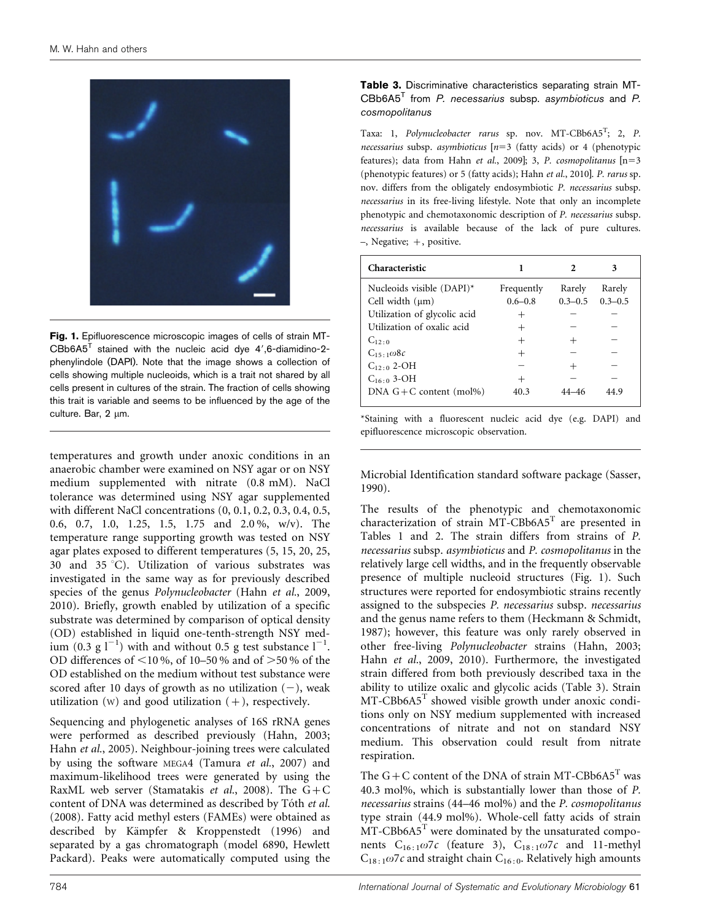**Fig. 1.** Epifluorescence microscopic images of cells of strain MT-CBb6A5$^T$ stained with the nucleic acid dye 4′,6-diamidino-2-phenylindole (DAPI). Note that the image shows a collection of cells showing multiple nucleoids, which is a trait not shared by all cells present in cultures of the strain. The fraction of cells showing this trait is variable and seems to be influenced by the age of the culture. Bar, 2 μm.

temperatures and growth under anoxic conditions in an anaerobic chamber were examined on NSY agar or on NSY medium supplemented with nitrate (0.8 mM). NaCl tolerance was determined using NSY agar supplemented with different NaCl concentrations (0, 0.1, 0.2, 0.3, 0.4, 0.5, 0.6, 0.7, 1.0, 1.25, 1.5, 1.75 and 2.0 %, w/v). The temperature range supporting growth was tested on NSY agar plates exposed to different temperatures (5, 15, 20, 25, 30 and 35 °C). Utilization of various substrates was investigated in the same way as for previously described species of the genus *Polynucleobacter* (Hahn *et al.*, 2009, 2010). Briefly, growth enabled by utilization of a specific substrate was determined by comparison of optical density (OD) established in liquid one-tenth-strength NSY medium (0.3 g $l^{-1}$) with and without 0.5 g test substance $l^{-1}$. OD differences of <10 %, of 10–50 % and of >50 % of the OD established on the medium without test substance were scored after 10 days of growth as no utilization (−), weak utilization (w) and good utilization (+), respectively.

Sequencing and phylogenetic analyses of 16S rRNA genes were performed as described previously (Hahn, 2003; Hahn *et al.*, 2005). Neighbour-joining trees were calculated by using the software MEGA4 (Tamura *et al.*, 2007) and maximum-likelihood trees were generated by using the RaxML web server (Stamatakis *et al.*, 2008). The G+C content of DNA was determined as described by Tóth *et al.* (2008). Fatty acid methyl esters (FAMEs) were obtained as described by Kämpfer & Kroppenstedt (1996) and separated by a gas chromatograph (model 6890, Hewlett Packard). Peaks were automatically computed using the Microbial Identification standard software package (Sasser, 1990).

**Table 3.** Discriminative characteristics separating strain MT-CBb6A5$^T$ from *P. necessarius* subsp. *asymbioticus* and *P. cosmopolitanus*

Taxa: 1, *Polynucleobacter rarus* sp. nov. MT-CBb6A5$^T$; 2, *P. necessarius* subsp. *asymbioticus* [$n$=3 (fatty acids) or 4 (phenotypic features); data from Hahn *et al.*, 2009]; 3, *P. cosmopolitanus* [n=3 (phenotypic features) or 5 (fatty acids); Hahn *et al.*, 2010]. *P. rarus* sp. nov. differs from the obligately endosymbiotic *P. necessarius* subsp. *necessarius* in its free-living lifestyle. Note that only an incomplete phenotypic and chemotaxonomic description of *P. necessarius* subsp. *necessarius* is available because of the lack of pure cultures. –, Negative; +, positive.

| Characteristic | 1 | 2 | 3 |
|---|---|---|---|
| Nucleoids visible (DAPI)* | Frequently | Rarely | Rarely |
| Cell width (μm) | 0.6–0.8 | 0.3–0.5 | 0.3–0.5 |
| Utilization of glycolic acid | + | − | − |
| Utilization of oxalic acid | + | − | − |
| $C_{12:0}$ | + | + | − |
| $C_{15:1}\omega8c$ | + | − | − |
| $C_{12:0}$ 2-OH | − | + | − |
| $C_{16:0}$ 3-OH | + | − | − |
| DNA G+C content (mol%) | 40.3 | 44–46 | 44.9 |

*Staining with a fluorescent nucleic acid dye (e.g. DAPI) and epifluorescence microscopic observation.

The results of the phenotypic and chemotaxonomic characterization of strain MT-CBb6A5$^T$ are presented in Tables 1 and 2. The strain differs from strains of *P. necessarius* subsp. *asymbioticus* and *P. cosmopolitanus* in the relatively large cell widths, and in the frequently observable presence of multiple nucleoid structures (Fig. 1). Such structures were reported for endosymbiotic strains recently assigned to the subspecies *P. necessarius* subsp. *necessarius* and the genus name refers to them (Heckmann & Schmidt, 1987); however, this feature was only rarely observed in other free-living *Polynucleobacter* strains (Hahn, 2003; Hahn *et al.*, 2009, 2010). Furthermore, the investigated strain differed from both previously described taxa in the ability to utilize oxalic and glycolic acids (Table 3). Strain MT-CBb6A5$^T$ showed visible growth under anoxic conditions only on NSY medium supplemented with increased concentrations of nitrate and not on standard NSY medium. This observation could result from nitrate respiration.

The G+C content of the DNA of strain MT-CBb6A5$^T$ was 40.3 mol%, which is substantially lower than those of *P. necessarius* strains (44–46 mol%) and the *P. cosmopolitanus* type strain (44.9 mol%). Whole-cell fatty acids of strain MT-CBb6A5$^T$ were dominated by the unsaturated components $C_{16:1}\omega7c$ (feature 3), $C_{18:1}\omega7c$ and 11-methyl $C_{18:1}\omega7c$ and straight chain $C_{16:0}$. Relatively high amounts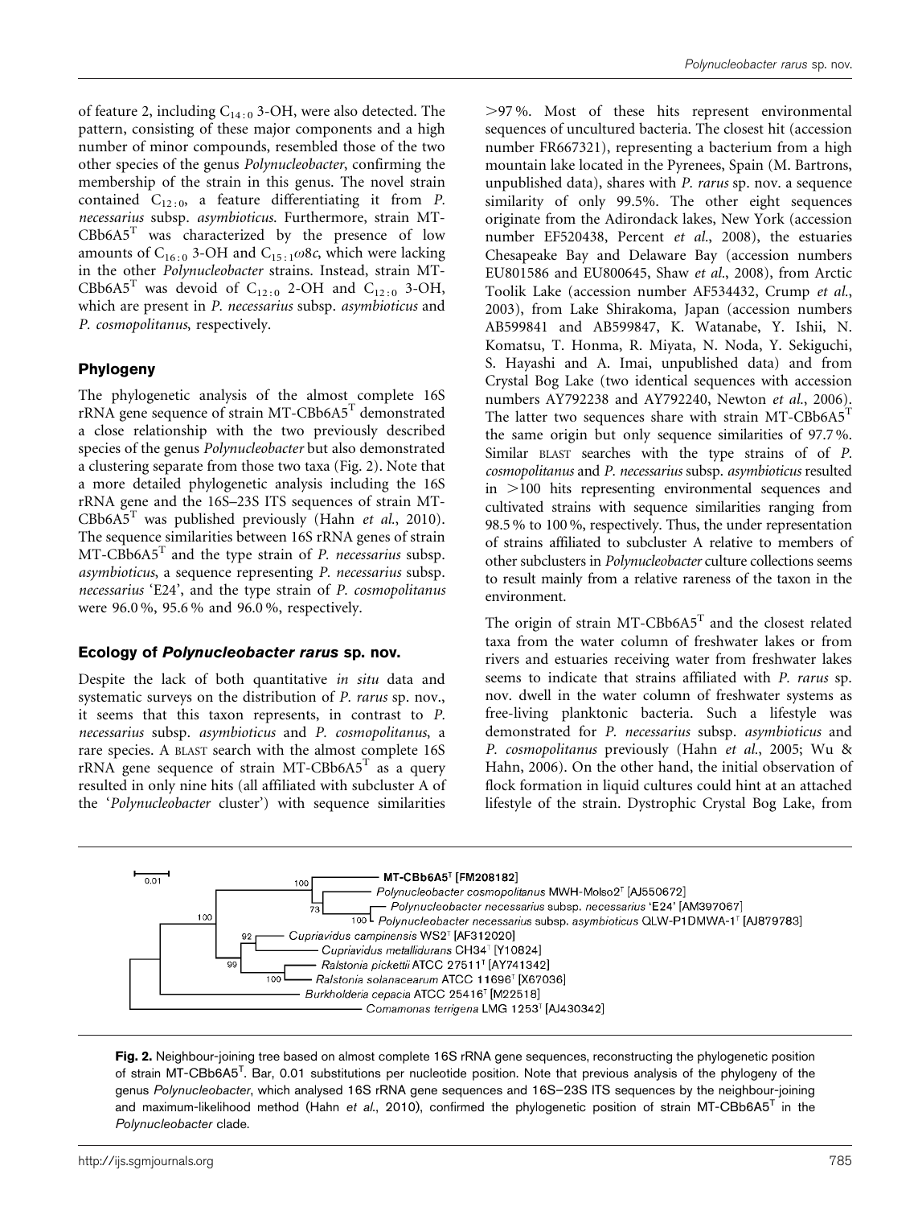of feature 2, including $C_{14:0}$ 3-OH, were also detected. The pattern, consisting of these major components and a high number of minor compounds, resembled those of the two other species of the genus *Polynucleobacter*, confirming the membership of the strain in this genus. The novel strain contained $C_{12:0}$, a feature differentiating it from *P. necessarius* subsp. *asymbioticus*. Furthermore, strain MT-CBb6A5$^T$ was characterized by the presence of low amounts of $C_{16:0}$ 3-OH and $C_{15:1}\omega 8c$, which were lacking in the other *Polynucleobacter* strains. Instead, strain MT-CBb6A5$^T$ was devoid of $C_{12:0}$ 2-OH and $C_{12:0}$ 3-OH, which are present in *P. necessarius* subsp. *asymbioticus* and *P. cosmopolitanus*, respectively.

## Phylogeny

The phylogenetic analysis of the almost complete 16S rRNA gene sequence of strain MT-CBb6A5$^T$ demonstrated a close relationship with the two previously described species of the genus *Polynucleobacter* but also demonstrated a clustering separate from those two taxa (Fig. 2). Note that a more detailed phylogenetic analysis including the 16S rRNA gene and the 16S–23S ITS sequences of strain MT-CBb6A5$^T$ was published previously (Hahn *et al.*, 2010). The sequence similarities between 16S rRNA genes of strain MT-CBb6A5$^T$ and the type strain of *P. necessarius* subsp. *asymbioticus*, a sequence representing *P. necessarius* subsp. *necessarius* 'E24', and the type strain of *P. cosmopolitanus* were 96.0 %, 95.6 % and 96.0 %, respectively.

## Ecology of *Polynucleobacter rarus* sp. nov.

Despite the lack of both quantitative *in situ* data and systematic surveys on the distribution of *P. rarus* sp. nov., it seems that this taxon represents, in contrast to *P. necessarius* subsp. *asymbioticus* and *P. cosmopolitanus*, a rare species. A BLAST search with the almost complete 16S rRNA gene sequence of strain MT-CBb6A5$^T$ as a query resulted in only nine hits (all affiliated with subcluster A of the '*Polynucleobacter* cluster') with sequence similarities >97 %. Most of these hits represent environmental sequences of uncultured bacteria. The closest hit (accession number FR667321), representing a bacterium from a high mountain lake located in the Pyrenees, Spain (M. Bartrons, unpublished data), shares with *P. rarus* sp. nov. a sequence similarity of only 99.5%. The other eight sequences originate from the Adirondack lakes, New York (accession number EF520438, Percent *et al.*, 2008), the estuaries Chesapeake Bay and Delaware Bay (accession numbers EU801586 and EU800645, Shaw *et al.*, 2008), from Arctic Toolik Lake (accession number AF534432, Crump *et al.*, 2003), from Lake Shirakoma, Japan (accession numbers AB599841 and AB599847, K. Watanabe, Y. Ishii, N. Komatsu, T. Honma, R. Miyata, N. Noda, Y. Sekiguchi, S. Hayashi and A. Imai, unpublished data) and from Crystal Bog Lake (two identical sequences with accession numbers AY792238 and AY792240, Newton *et al.*, 2006). The latter two sequences share with strain MT-CBb6A5$^T$ the same origin but only sequence similarities of 97.7 %. Similar BLAST searches with the type strains of of *P. cosmopolitanus* and *P. necessarius* subsp. *asymbioticus* resulted in >100 hits representing environmental sequences and cultivated strains with sequence similarities ranging from 98.5 % to 100 %, respectively. Thus, the under representation of strains affiliated to subcluster A relative to members of other subclusters in *Polynucleobacter* culture collections seems to result mainly from a relative rareness of the taxon in the environment.

The origin of strain MT-CBb6A5$^T$ and the closest related taxa from the water column of freshwater lakes or from rivers and estuaries receiving water from freshwater lakes seems to indicate that strains affiliated with *P. rarus* sp. nov. dwell in the water column of freshwater systems as free-living planktonic bacteria. Such a lifestyle was demonstrated for *P. necessarius* subsp. *asymbioticus* and *P. cosmopolitanus* previously (Hahn *et al.*, 2005; Wu & Hahn, 2006). On the other hand, the initial observation of flock formation in liquid cultures could hint at an attached lifestyle of the strain. Dystrophic Crystal Bog Lake, from

**Fig. 2.** Neighbour-joining tree based on almost complete 16S rRNA gene sequences, reconstructing the phylogenetic position of strain MT-CBb6A5$^T$. Bar, 0.01 substitutions per nucleotide position. Note that previous analysis of the phylogeny of the genus *Polynucleobacter*, which analysed 16S rRNA gene sequences and 16S–23S ITS sequences by the neighbour-joining and maximum-likelihood method (Hahn *et al.*, 2010), confirmed the phylogenetic position of strain MT-CBb6A5$^T$ in the *Polynucleobacter* clade.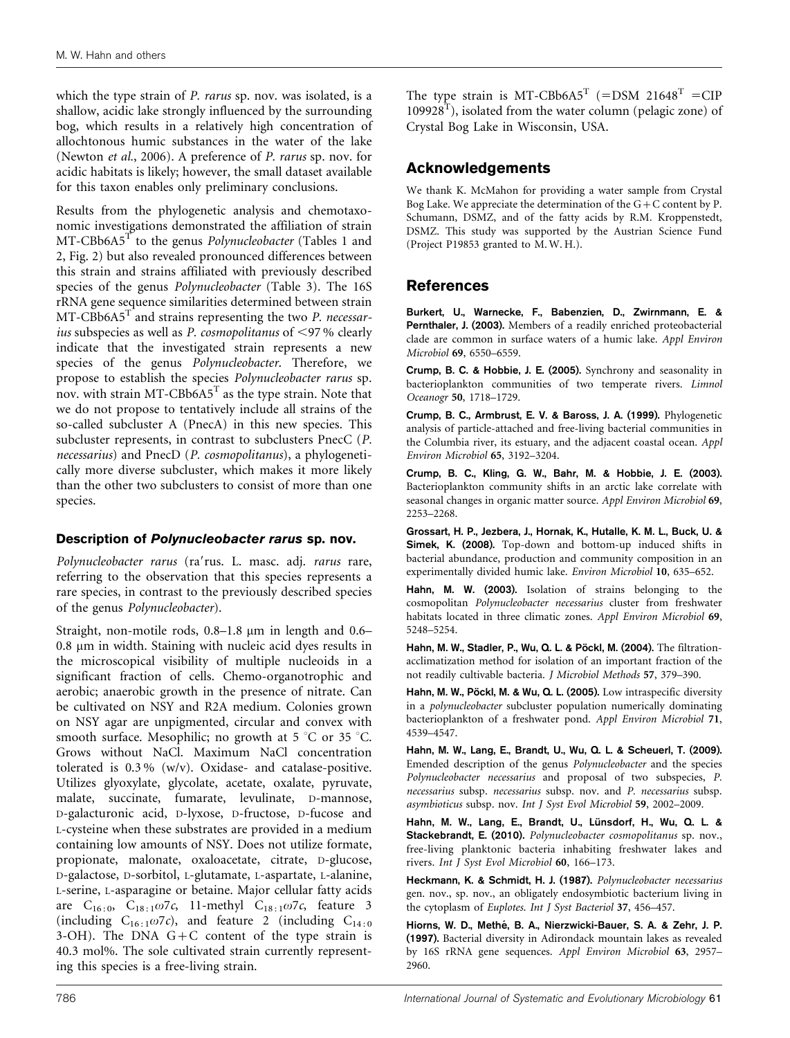which the type strain of *P. rarus* sp. nov. was isolated, is a shallow, acidic lake strongly influenced by the surrounding bog, which results in a relatively high concentration of allochtonous humic substances in the water of the lake (Newton *et al.*, 2006). A preference of *P. rarus* sp. nov. for acidic habitats is likely; however, the small dataset available for this taxon enables only preliminary conclusions.

Results from the phylogenetic analysis and chemotaxonomic investigations demonstrated the affiliation of strain MT-CBb6A5$^T$ to the genus *Polynucleobacter* (Tables 1 and 2, Fig. 2) but also revealed pronounced differences between this strain and strains affiliated with previously described species of the genus *Polynucleobacter* (Table 3). The 16S rRNA gene sequence similarities determined between strain MT-CBb6A5$^T$ and strains representing the two *P. necessarius* subspecies as well as *P. cosmopolitanus* of <97 % clearly indicate that the investigated strain represents a new species of the genus *Polynucleobacter*. Therefore, we propose to establish the species *Polynucleobacter rarus* sp. nov. with strain MT-CBb6A5$^T$ as the type strain. Note that we do not propose to tentatively include all strains of the so-called subcluster A (PnecA) in this new species. This subcluster represents, in contrast to subclusters PnecC (*P. necessarius*) and PnecD (*P. cosmopolitanus*), a phylogenetically more diverse subcluster, which makes it more likely than the other two subclusters to consist of more than one species.

### Description of *Polynucleobacter rarus* sp. nov.

*Polynucleobacter rarus* (ra′rus. L. masc. adj. *rarus* rare, referring to the observation that this species represents a rare species, in contrast to the previously described species of the genus *Polynucleobacter*).

Straight, non-motile rods, 0.8–1.8 μm in length and 0.6–0.8 μm in width. Staining with nucleic acid dyes results in the microscopical visibility of multiple nucleoids in a significant fraction of cells. Chemo-organotrophic and aerobic; anaerobic growth in the presence of nitrate. Can be cultivated on NSY and R2A medium. Colonies grown on NSY agar are unpigmented, circular and convex with smooth surface. Mesophilic; no growth at 5 °C or 35 °C. Grows without NaCl. Maximum NaCl concentration tolerated is 0.3 % (w/v). Oxidase- and catalase-positive. Utilizes glyoxylate, glycolate, acetate, oxalate, pyruvate, malate, succinate, fumarate, levulinate, D-mannose, D-galacturonic acid, D-lyxose, D-fructose, D-fucose and L-cysteine when these substrates are provided in a medium containing low amounts of NSY. Does not utilize formate, propionate, malonate, oxaloacetate, citrate, D-glucose, D-galactose, D-sorbitol, L-glutamate, L-aspartate, L-alanine, L-serine, L-asparagine or betaine. Major cellular fatty acids are $C_{16:0}$, $C_{18:1}\omega7c$, 11-methyl $C_{18:1}\omega7c$, feature 3 (including $C_{16:1}\omega7c$), and feature 2 (including $C_{14:0}$ 3-OH). The DNA G+C content of the type strain is 40.3 mol%. The sole cultivated strain currently representing this species is a free-living strain.

The type strain is MT-CBb6A5$^T$ (=DSM 21648$^T$ =CIP 109928$^T$), isolated from the water column (pelagic zone) of Crystal Bog Lake in Wisconsin, USA.

## Acknowledgements

We thank K. McMahon for providing a water sample from Crystal Bog Lake. We appreciate the determination of the G+C content by P. Schumann, DSMZ, and of the fatty acids by R.M. Kroppenstedt, DSMZ. This study was supported by the Austrian Science Fund (Project P19853 granted to M. W. H.).

## References

**Burkert, U., Warnecke, F., Babenzien, D., Zwirnmann, E. & Pernthaler, J. (2003).** Members of a readily enriched proteobacterial clade are common in surface waters of a humic lake. *Appl Environ Microbiol* **69**, 6550–6559.

**Crump, B. C. & Hobbie, J. E. (2005).** Synchrony and seasonality in bacterioplankton communities of two temperate rivers. *Limnol Oceanogr* **50**, 1718–1729.

**Crump, B. C., Armbrust, E. V. & Baross, J. A. (1999).** Phylogenetic analysis of particle-attached and free-living bacterial communities in the Columbia river, its estuary, and the adjacent coastal ocean. *Appl Environ Microbiol* **65**, 3192–3204.

**Crump, B. C., Kling, G. W., Bahr, M. & Hobbie, J. E. (2003).** Bacterioplankton community shifts in an arctic lake correlate with seasonal changes in organic matter source. *Appl Environ Microbiol* **69**, 2253–2268.

**Grossart, H. P., Jezbera, J., Hornak, K., Hutalle, K. M. L., Buck, U. & Simek, K. (2008).** Top-down and bottom-up induced shifts in bacterial abundance, production and community composition in an experimentally divided humic lake. *Environ Microbiol* **10**, 635–652.

**Hahn, M. W. (2003).** Isolation of strains belonging to the cosmopolitan *Polynucleobacter necessarius* cluster from freshwater habitats located in three climatic zones. *Appl Environ Microbiol* **69**, 5248–5254.

**Hahn, M. W., Stadler, P., Wu, Q. L. & Pöckl, M. (2004).** The filtration-acclimatization method for isolation of an important fraction of the not readily cultivable bacteria. *J Microbiol Methods* **57**, 379–390.

**Hahn, M. W., Pöckl, M. & Wu, Q. L. (2005).** Low intraspecific diversity in a *polynucleobacter* subcluster population numerically dominating bacterioplankton of a freshwater pond. *Appl Environ Microbiol* **71**, 4539–4547.

**Hahn, M. W., Lang, E., Brandt, U., Wu, Q. L. & Scheuerl, T. (2009).** Emended description of the genus *Polynucleobacter* and the species *Polynucleobacter necessarius* and proposal of two subspecies, *P. necessarius* subsp. *necessarius* subsp. nov. and *P. necessarius* subsp. *asymbioticus* subsp. nov. *Int J Syst Evol Microbiol* **59**, 2002–2009.

**Hahn, M. W., Lang, E., Brandt, U., Lünsdorf, H., Wu, Q. L. & Stackebrandt, E. (2010).** *Polynucleobacter cosmopolitanus* sp. nov., free-living planktonic bacteria inhabiting freshwater lakes and rivers. *Int J Syst Evol Microbiol* **60**, 166–173.

**Heckmann, K. & Schmidt, H. J. (1987).** *Polynucleobacter necessarius* gen. nov., sp. nov., an obligately endosymbiotic bacterium living in the cytoplasm of *Euplotes*. *Int J Syst Bacteriol* **37**, 456–457.

**Hiorns, W. D., Methé, B. A., Nierzwicki-Bauer, S. A. & Zehr, J. P. (1997).** Bacterial diversity in Adirondack mountain lakes as revealed by 16S rRNA gene sequences. *Appl Environ Microbiol* **63**, 2957–2960.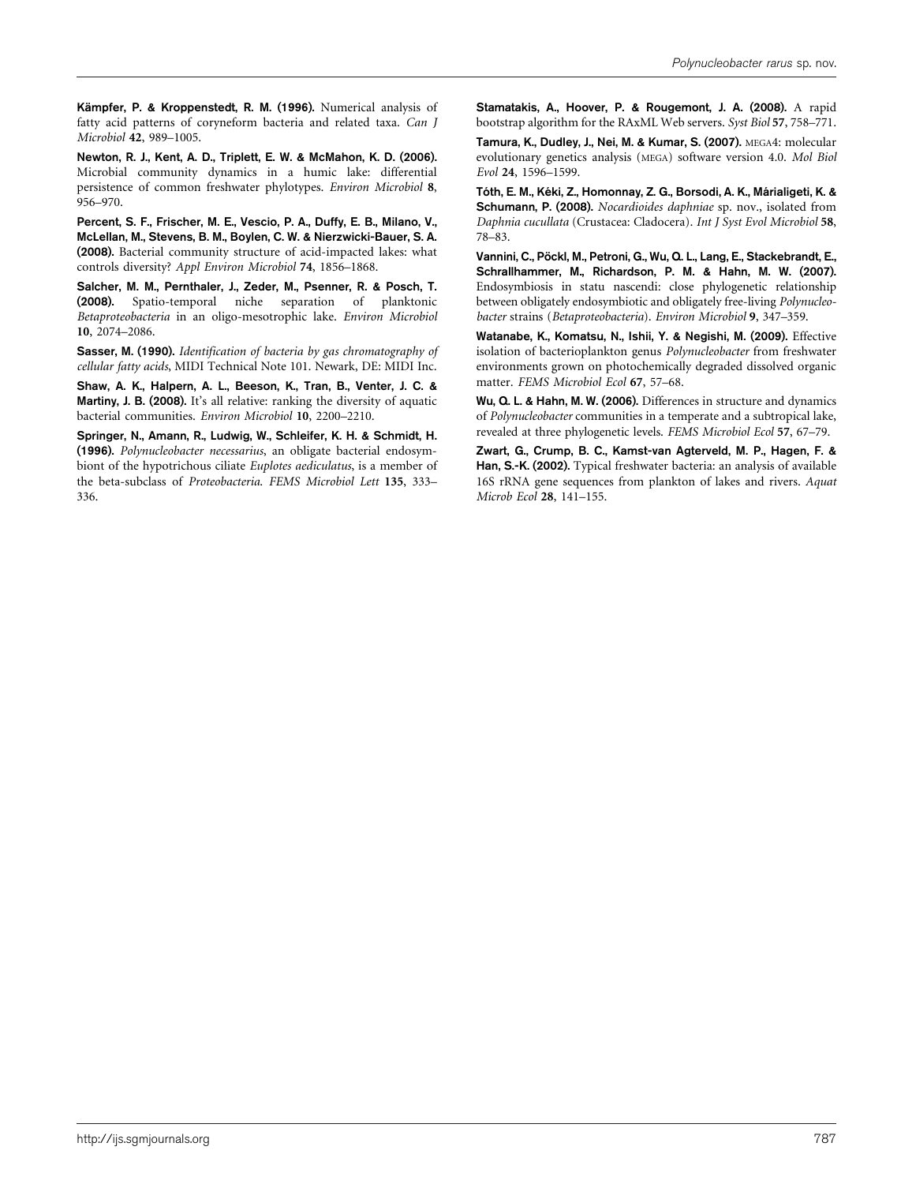**Kämpfer, P. & Kroppenstedt, R. M. (1996).** Numerical analysis of fatty acid patterns of coryneform bacteria and related taxa. *Can J Microbiol* **42**, 989–1005.

**Newton, R. J., Kent, A. D., Triplett, E. W. & McMahon, K. D. (2006).** Microbial community dynamics in a humic lake: differential persistence of common freshwater phylotypes. *Environ Microbiol* **8**, 956–970.

**Percent, S. F., Frischer, M. E., Vescio, P. A., Duffy, E. B., Milano, V., McLellan, M., Stevens, B. M., Boylen, C. W. & Nierzwicki-Bauer, S. A. (2008).** Bacterial community structure of acid-impacted lakes: what controls diversity? *Appl Environ Microbiol* **74**, 1856–1868.

**Salcher, M. M., Pernthaler, J., Zeder, M., Psenner, R. & Posch, T. (2008).** Spatio-temporal niche separation of planktonic *Betaproteobacteria* in an oligo-mesotrophic lake. *Environ Microbiol* **10**, 2074–2086.

**Sasser, M. (1990).** *Identification of bacteria by gas chromatography of cellular fatty acids*, MIDI Technical Note 101. Newark, DE: MIDI Inc.

**Shaw, A. K., Halpern, A. L., Beeson, K., Tran, B., Venter, J. C. & Martiny, J. B. (2008).** It's all relative: ranking the diversity of aquatic bacterial communities. *Environ Microbiol* **10**, 2200–2210.

**Springer, N., Amann, R., Ludwig, W., Schleifer, K. H. & Schmidt, H. (1996).** *Polynucleobacter necessarius*, an obligate bacterial endosymbiont of the hypotrichous ciliate *Euplotes aediculatus*, is a member of the beta-subclass of *Proteobacteria*. *FEMS Microbiol Lett* **135**, 333–336.

**Stamatakis, A., Hoover, P. & Rougemont, J. A. (2008).** A rapid bootstrap algorithm for the RAxML Web servers. *Syst Biol* **57**, 758–771.

**Tamura, K., Dudley, J., Nei, M. & Kumar, S. (2007).** MEGA4: molecular evolutionary genetics analysis (MEGA) software version 4.0. *Mol Biol Evol* **24**, 1596–1599.

**Tóth, E. M., Kéki, Z., Homonnay, Z. G., Borsodi, A. K., Márialigeti, K. & Schumann, P. (2008).** *Nocardioides daphniae* sp. nov., isolated from *Daphnia cucullata* (Crustacea: Cladocera). *Int J Syst Evol Microbiol* **58**, 78–83.

**Vannini, C., Pöckl, M., Petroni, G., Wu, Q. L., Lang, E., Stackebrandt, E., Schrallhammer, M., Richardson, P. M. & Hahn, M. W. (2007).** Endosymbiosis in statu nascendi: close phylogenetic relationship between obligately endosymbiotic and obligately free-living *Polynucleobacter* strains (*Betaproteobacteria*). *Environ Microbiol* **9**, 347–359.

**Watanabe, K., Komatsu, N., Ishii, Y. & Negishi, M. (2009).** Effective isolation of bacterioplankton genus *Polynucleobacter* from freshwater environments grown on photochemically degraded dissolved organic matter. *FEMS Microbiol Ecol* **67**, 57–68.

**Wu, Q. L. & Hahn, M. W. (2006).** Differences in structure and dynamics of *Polynucleobacter* communities in a temperate and a subtropical lake, revealed at three phylogenetic levels. *FEMS Microbiol Ecol* **57**, 67–79.

**Zwart, G., Crump, B. C., Kamst-van Agterveld, M. P., Hagen, F. & Han, S.-K. (2002).** Typical freshwater bacteria: an analysis of available 16S rRNA gene sequences from plankton of lakes and rivers. *Aquat Microb Ecol* **28**, 141–155.